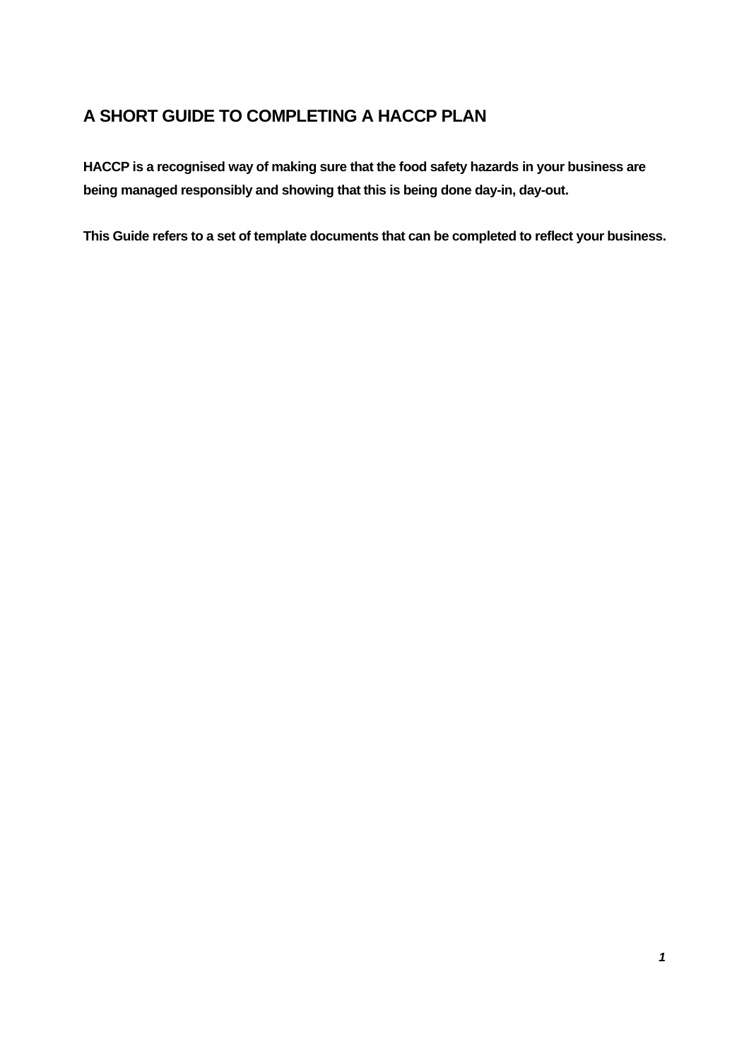# A SHORT GUIDE TO COMPLETING A HACCP PLAN

**HACCP is a recognised way of making sure that the food safety hazards in your business are being managed responsibly and showing that this is being done day-in, day-out.**

**This Guide refers to a set of template documents that can be completed to reflect your business.**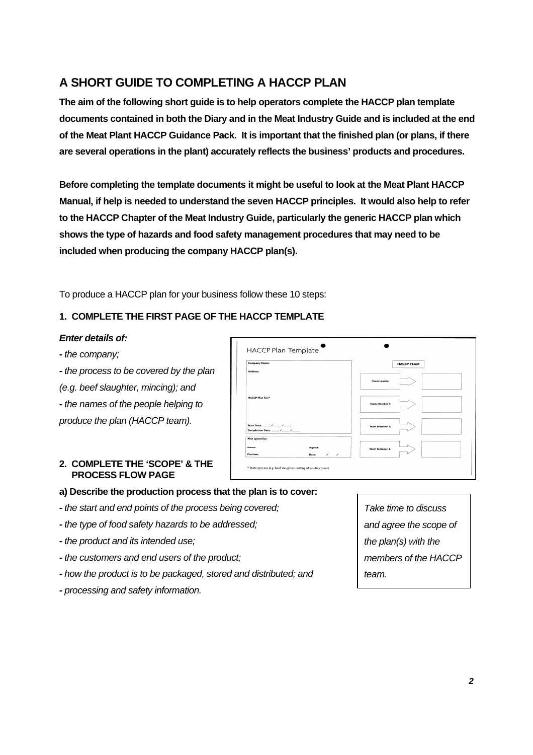# A SHORT GUIDE TO COMPLETING A HACCP PLAN

**The aim of the following short guide is to help operators complete the HACCP plan template documents contained in both the Diary and in the Meat Industry Guide and is included at the end of the Meat Plant HACCP Guidance Pack. It is important that the finished plan (or plans, if there are several operations in the plant) accurately reflects the business' products and procedures.**

**Before completing the template documents it might be useful to look at the Meat Plant HACCP Manual, if help is needed to understand the seven HACCP principles. It would also help to refer to the HACCP Chapter of the Meat Industry Guide, particularly the generic HACCP plan which shows the type of hazards and food safety management procedures that may need to be included when producing the company HACCP plan(s).**

To produce a HACCP plan for your business follow these 10 steps:

## 1. COMPLETE THE FIRST PAGE OF THE HACCP TEMPLATE

***Enter details of:***

- *the company;*
- *the process to be covered by the plan (e.g. beef slaughter, mincing); and*
- *the names of the people helping to produce the plan (HACCP team).*

HACCP Plan Template

Company Name:

Address:

HACCP Plan for:*

Start Date: ___ / ___ / ___
Completion Date: ___ / ___ / ___

Plan agreed by:

Name: Signed:
Position: Date: / /

HACCP TEAM

Team Leader:

Team Member 1:

Team Member 2:

Team Member 3:

* State process (e.g. beef slaughter, cutting of poultry meat)

## 2. COMPLETE THE 'SCOPE' & THE PROCESS FLOW PAGE

**a) Describe the production process that the plan is to cover:**

- *the start and end points of the process being covered;*
- *the type of food safety hazards to be addressed;*
- *the product and its intended use;*
- *the customers and end users of the product;*
- *how the product is to be packaged, stored and distributed; and*
- *processing and safety information.*

*Take time to discuss and agree the scope of the plan(s) with the members of the HACCP team.*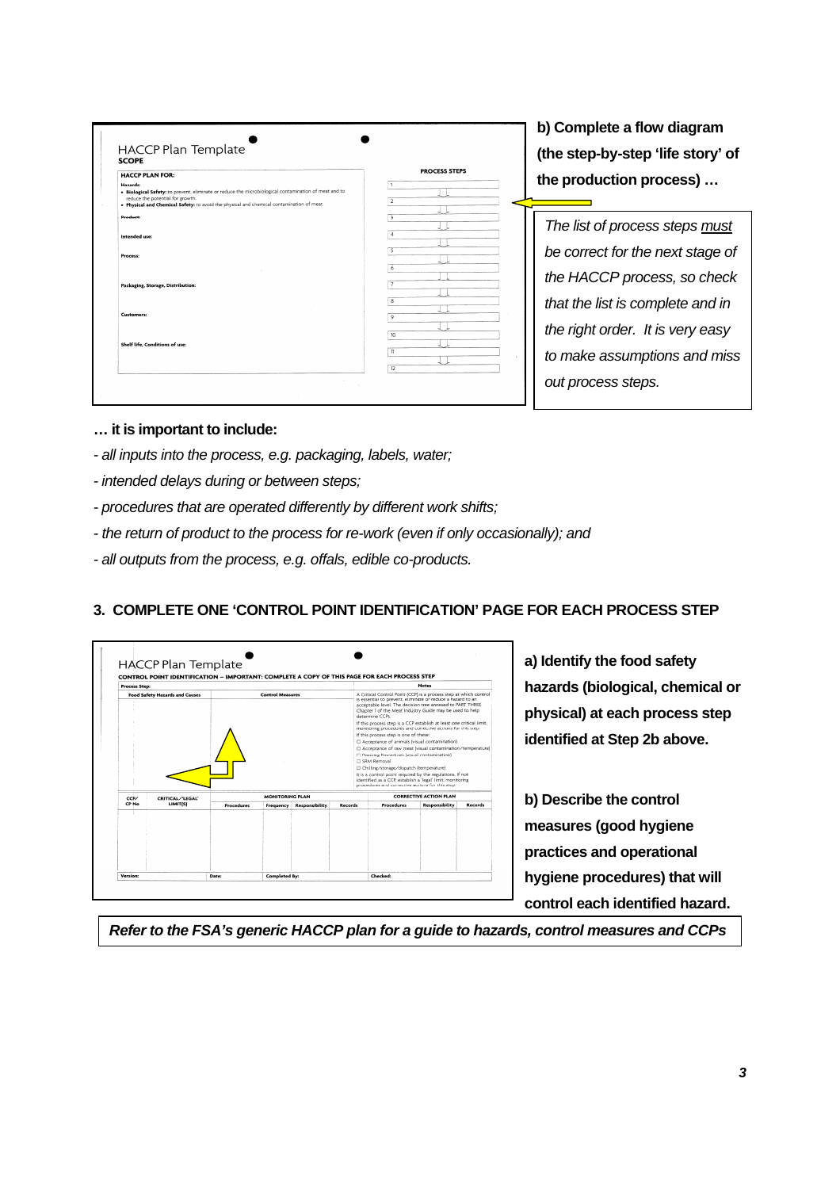b) Complete a flow diagram (the step-by-step 'life story' of the production process) …

*The list of process steps must be correct for the next stage of the HACCP process, so check that the list is complete and in the right order. It is very easy to make assumptions and miss out process steps.*

**… it is important to include:**

- *all inputs into the process, e.g. packaging, labels, water;*
- *intended delays during or between steps;*
- *procedures that are operated differently by different work shifts;*
- *the return of product to the process for re-work (even if only occasionally); and*
- *all outputs from the process, e.g. offals, edible co-products.*

## 3. COMPLETE ONE 'CONTROL POINT IDENTIFICATION' PAGE FOR EACH PROCESS STEP

**a) Identify the food safety hazards (biological, chemical or physical) at each process step identified at Step 2b above.**

**b) Describe the control measures (good hygiene practices and operational hygiene procedures) that will control each identified hazard.**

***Refer to the FSA's generic HACCP plan for a guide to hazards, control measures and CCPs***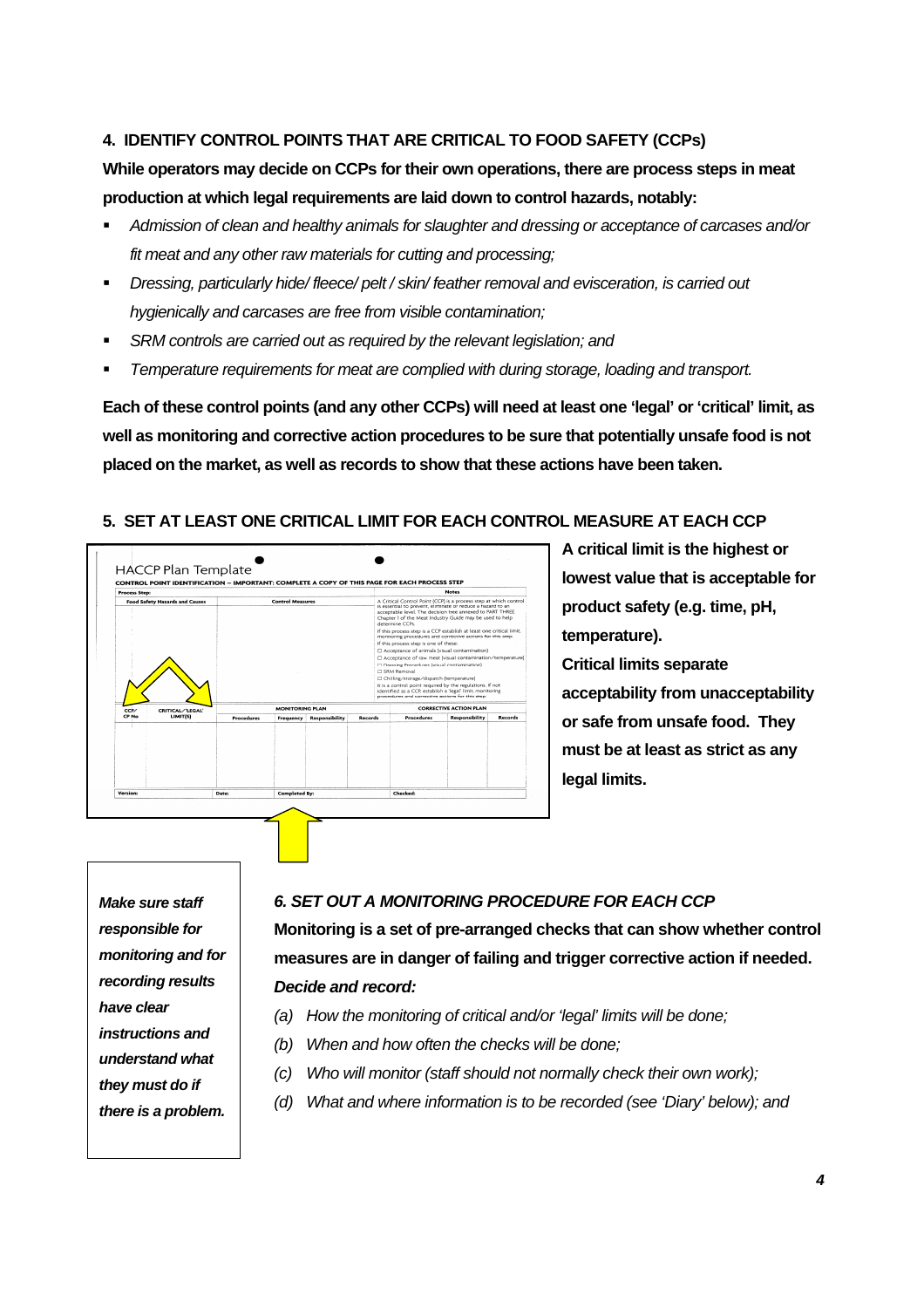## 4. IDENTIFY CONTROL POINTS THAT ARE CRITICAL TO FOOD SAFETY (CCPs)

**While operators may decide on CCPs for their own operations, there are process steps in meat production at which legal requirements are laid down to control hazards, notably:**

- *Admission of clean and healthy animals for slaughter and dressing or acceptance of carcases and/or fit meat and any other raw materials for cutting and processing;*
- *Dressing, particularly hide/ fleece/ pelt / skin/ feather removal and evisceration, is carried out hygienically and carcases are free from visible contamination;*
- *SRM controls are carried out as required by the relevant legislation; and*
- *Temperature requirements for meat are complied with during storage, loading and transport.*

**Each of these control points (and any other CCPs) will need at least one 'legal' or 'critical' limit, as well as monitoring and corrective action procedures to be sure that potentially unsafe food is not placed on the market, as well as records to show that these actions have been taken.**

## 5. SET AT LEAST ONE CRITICAL LIMIT FOR EACH CONTROL MEASURE AT EACH CCP

**A critical limit is the highest or lowest value that is acceptable for product safety (e.g. time, pH, temperature).**

**Critical limits separate acceptability from unacceptability or safe from unsafe food. They must be at least as strict as any legal limits.**

### *6. SET OUT A MONITORING PROCEDURE FOR EACH CCP*

**Monitoring is a set of pre-arranged checks that can show whether control measures are in danger of failing and trigger corrective action if needed.**

***Decide and record:***

(a) *How the monitoring of critical and/or 'legal' limits will be done;*

(b) *When and how often the checks will be done;*

(c) *Who will monitor (staff should not normally check their own work);*

(d) *What and where information is to be recorded (see 'Diary' below); and*

***Make sure staff responsible for monitoring and for recording results have clear instructions and understand what they must do if there is a problem.***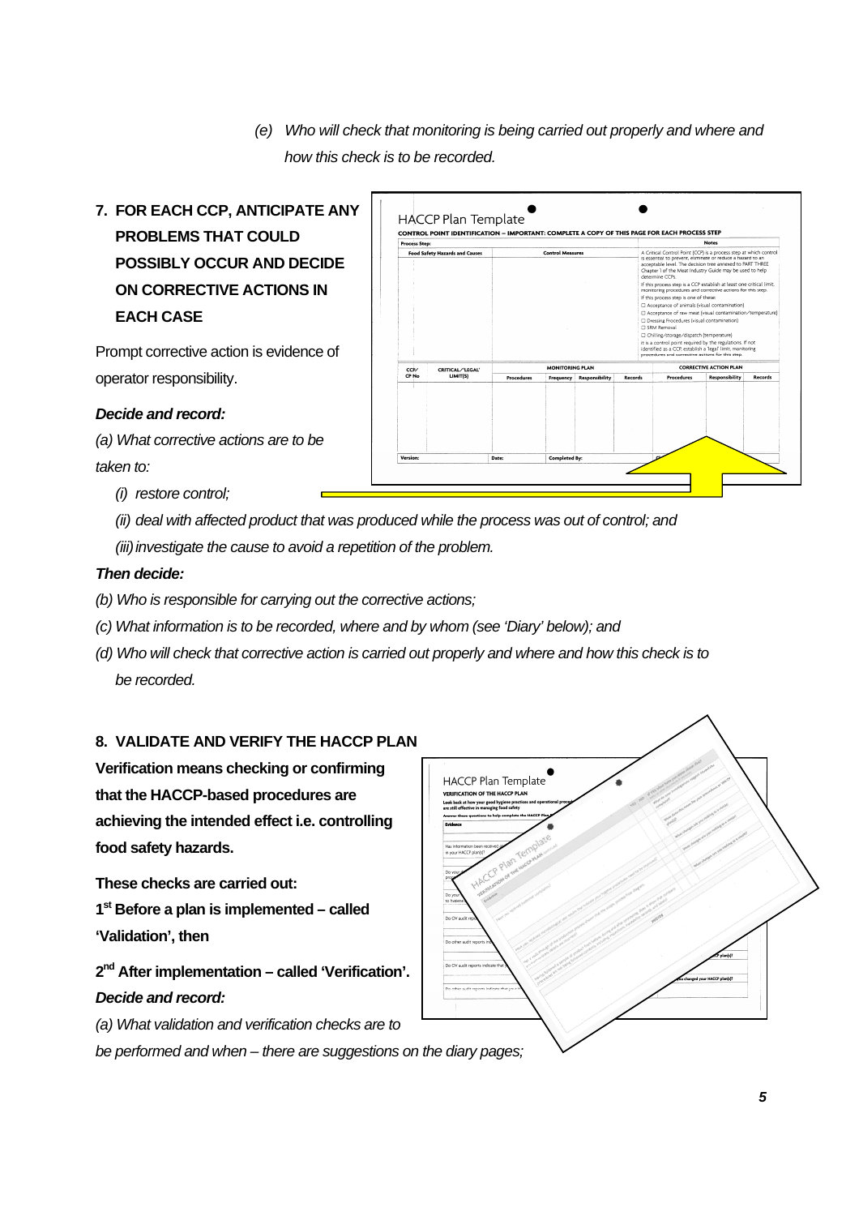(e) *Who will check that monitoring is being carried out properly and where and how this check is to be recorded.*

## 7. FOR EACH CCP, ANTICIPATE ANY PROBLEMS THAT COULD POSSIBLY OCCUR AND DECIDE ON CORRECTIVE ACTIONS IN EACH CASE

Prompt corrective action is evidence of operator responsibility.

***Decide and record:***

*(a) What corrective actions are to be taken to:*

*(i) restore control;*

*(ii) deal with affected product that was produced while the process was out of control; and*

*(iii) investigate the cause to avoid a repetition of the problem.*

***Then decide:***

*(b) Who is responsible for carrying out the corrective actions;*

*(c) What information is to be recorded, where and by whom (see 'Diary' below); and*

*(d) Who will check that corrective action is carried out properly and where and how this check is to be recorded.*

## 8. VALIDATE AND VERIFY THE HACCP PLAN

**Verification means checking or confirming that the HACCP-based procedures are achieving the intended effect i.e. controlling food safety hazards.**

**These checks are carried out:**

**1st Before a plan is implemented – called 'Validation', then**

**2nd After implementation – called 'Verification'.**

***Decide and record:***

*(a) What validation and verification checks are to be performed and when – there are suggestions on the diary pages;*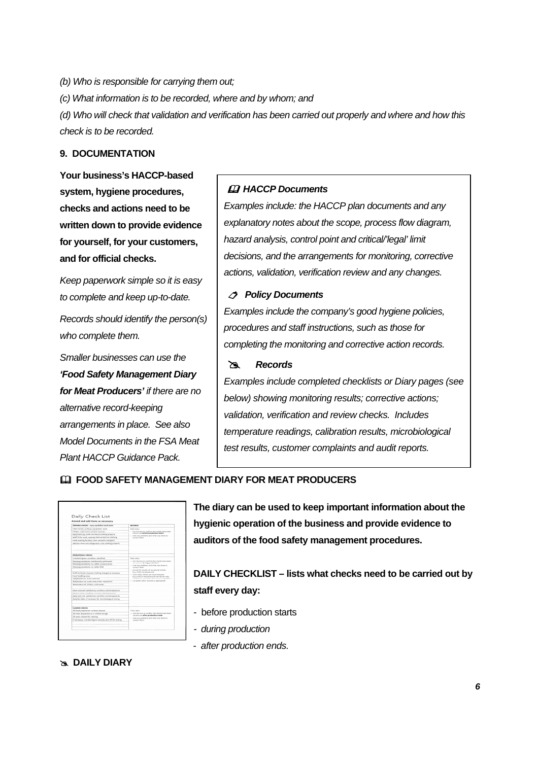*(b) Who is responsible for carrying them out;*

*(c) What information is to be recorded, where and by whom; and*

*(d) Who will check that validation and verification has been carried out properly and where and how this check is to be recorded.*

**9. DOCUMENTATION**

**Your business's HACCP-based system, hygiene procedures, checks and actions need to be written down to provide evidence for yourself, for your customers, and for official checks.**

*Keep paperwork simple so it is easy to complete and keep up-to-date.*

*Records should identify the person(s) who complete them.*

*Smaller businesses can use the* ***'Food Safety Management Diary for Meat Producers'*** *if there are no alternative record-keeping arrangements in place. See also Model Documents in the FSA Meat Plant HACCP Guidance Pack.*

> ***HACCP Documents***
>
> *Examples include: the HACCP plan documents and any explanatory notes about the scope, process flow diagram, hazard analysis, control point and critical/'legal' limit decisions, and the arrangements for monitoring, corrective actions, validation, verification review and any changes.*
>
> ***Policy Documents***
>
> *Examples include the company's good hygiene policies, procedures and staff instructions, such as those for completing the monitoring and corrective action records.*
>
> ***Records***
>
> *Examples include completed checklists or Diary pages (see below) showing monitoring results; corrective actions; validation, verification and review checks. Includes temperature readings, calibration results, microbiological test results, customer complaints and audit reports.*

**FOOD SAFETY MANAGEMENT DIARY FOR MEAT PRODUCERS**

**The diary can be used to keep important information about the hygienic operation of the business and provide evidence to auditors of the food safety management procedures.**

**DAILY CHECKLIST – lists what checks need to be carried out by staff every day:**

- before production starts
- *during production*
- *after production ends.*

**DAILY DIARY**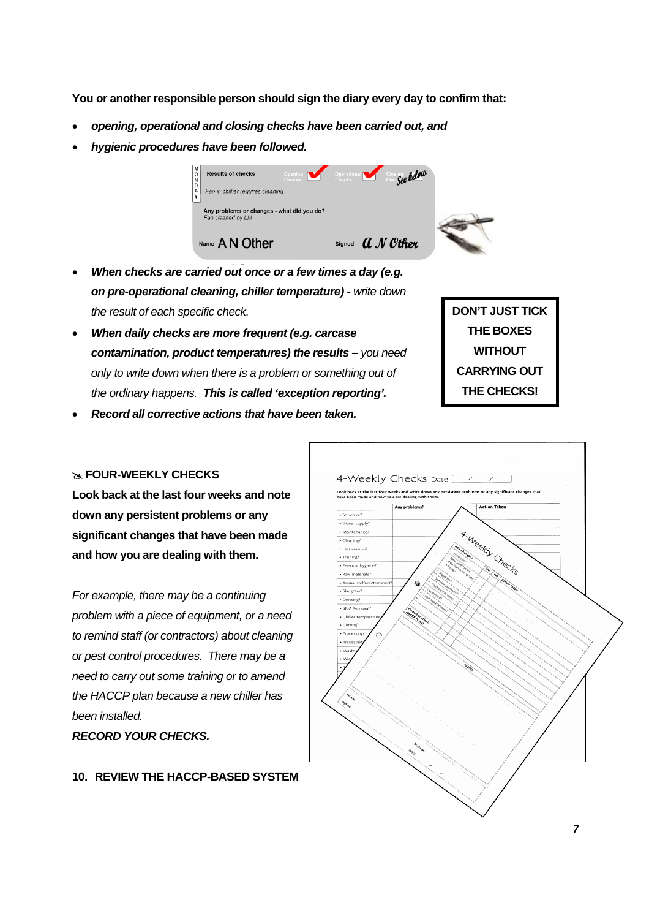**You or another responsible person should sign the diary every day to confirm that:**

- ***opening, operational and closing checks have been carried out, and***
- ***hygienic procedures have been followed.***

| MONDAY | Results of checks | Opening Checks ✓ | Operational Checks ✓ | Closing Checks See below |
|---|---|---|---|---|
| | Fan in chiller requires cleaning | | | |
| | Any problems or changes - what did you do? Fan cleaned by LM | | | |
| | Name A N Other | | Signed A N Other | |

- ***When checks are carried out once or a few times a day (e.g. on pre-operational cleaning, chiller temperature) -*** *write down the result of each specific check.*
- ***When daily checks are more frequent (e.g. carcase contamination, product temperatures) the results –*** *you need only to write down when there is a problem or something out of the ordinary happens.* ***This is called 'exception reporting'.***
- ***Record all corrective actions that have been taken.***

**DON'T JUST TICK THE BOXES WITHOUT CARRYING OUT THE CHECKS!**

### FOUR-WEEKLY CHECKS

**Look back at the last four weeks and note down any persistent problems or any significant changes that have been made and how you are dealing with them.**

*For example, there may be a continuing problem with a piece of equipment, or a need to remind staff (or contractors) about cleaning or pest control procedures. There may be a need to carry out some training or to amend the HACCP plan because a new chiller has been installed.*

***RECORD YOUR CHECKS.***

4-Weekly Checks Date / /

Look back at the last four weeks and write down any persistent problems or any significant changes that have been made and how you are dealing with them.

| | Any problems? | Action Taken |
|---|---|---|
| • Structure? | | |
| • Water supply? | | |
| • Maintenance? | | |
| • Cleaning? | | |
| • Pest control? | | |
| • Training? | | |
| • Personal hygiene? | | |
| • Raw materials? | | |
| • Animal welfare/transport? | | |
| • Slaughter? | | |
| • Dressing? | | |
| • SRM Removal? | | |
| • Chiller temperature? | | |
| • Cutting? | | |
| • Processing? | | |
| • Traceability? | | |
| • Waste? | | |

## 10. REVIEW THE HACCP-BASED SYSTEM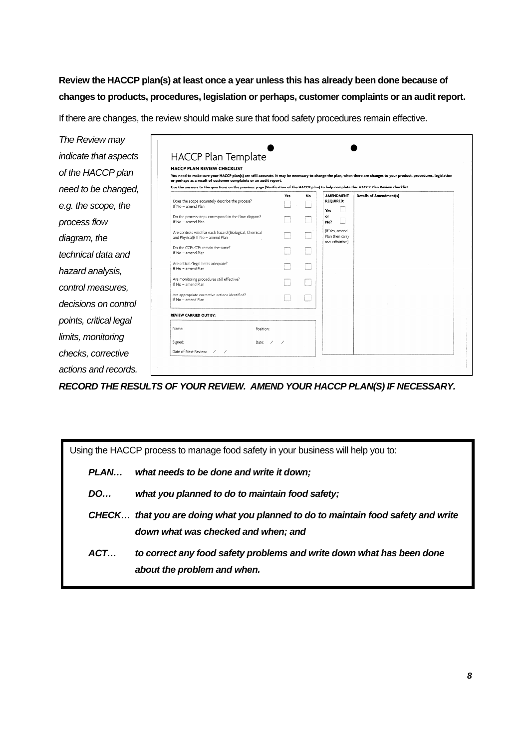**Review the HACCP plan(s) at least once a year unless this has already been done because of changes to products, procedures, legislation or perhaps, customer complaints or an audit report.**

If there are changes, the review should make sure that food safety procedures remain effective.

*The Review may indicate that aspects of the HACCP plan need to be changed, e.g. the scope, the process flow diagram, the technical data and hazard analysis, control measures, decisions on control points, critical legal limits, monitoring checks, corrective actions and records.*

HACCP Plan Template

**HACCP PLAN REVIEW CHECKLIST**

**You need to make sure your HACCP plan(s) are still accurate. It may be necessary to change the plan, when there are changes to your product, procedures, legislation or perhaps as a result of customer complaints or an audit report.**

**Use the answers to the questions on the previous page (Verification of the HACCP plan) to help complete this HACCP Plan Review checklist**

| | Yes | No | AMENDMENT REQUIRED: | Details of Amendment(s) |
|---|---|---|---|---|
| Does the scope accurately describe the process? If No – amend Plan | | | Yes ☐ or No? ☐ (If Yes, amend Plan then carry out validation) | |
| Do the process steps correspond to the flow diagram? If No – amend Plan | | | | |
| Are controls valid for each hazard (Biological, Chemical and Physical)? If No – amend Plan | | | | |
| Do the CCPs/CPs remain the same? If No – amend Plan | | | | |
| Are critical/legal limits adequate? If No – amend Plan | | | | |
| Are monitoring procedures still effective? If No – amend Plan | | | | |
| Are appropriate corrective actions identified? If No – amend Plan | | | | |

**REVIEW CARRIED OUT BY:**

Name: Position:

Signed: Date: / /

Date of Next Review: / /

***RECORD THE RESULTS OF YOUR REVIEW. AMEND YOUR HACCP PLAN(S) IF NECESSARY.***

Using the HACCP process to manage food safety in your business will help you to:

***PLAN…*** ***what needs to be done and write it down;***

***DO…*** ***what you planned to do to maintain food safety;***

***CHECK…*** ***that you are doing what you planned to do to maintain food safety and write down what was checked and when; and***

***ACT…*** ***to correct any food safety problems and write down what has been done about the problem and when.***